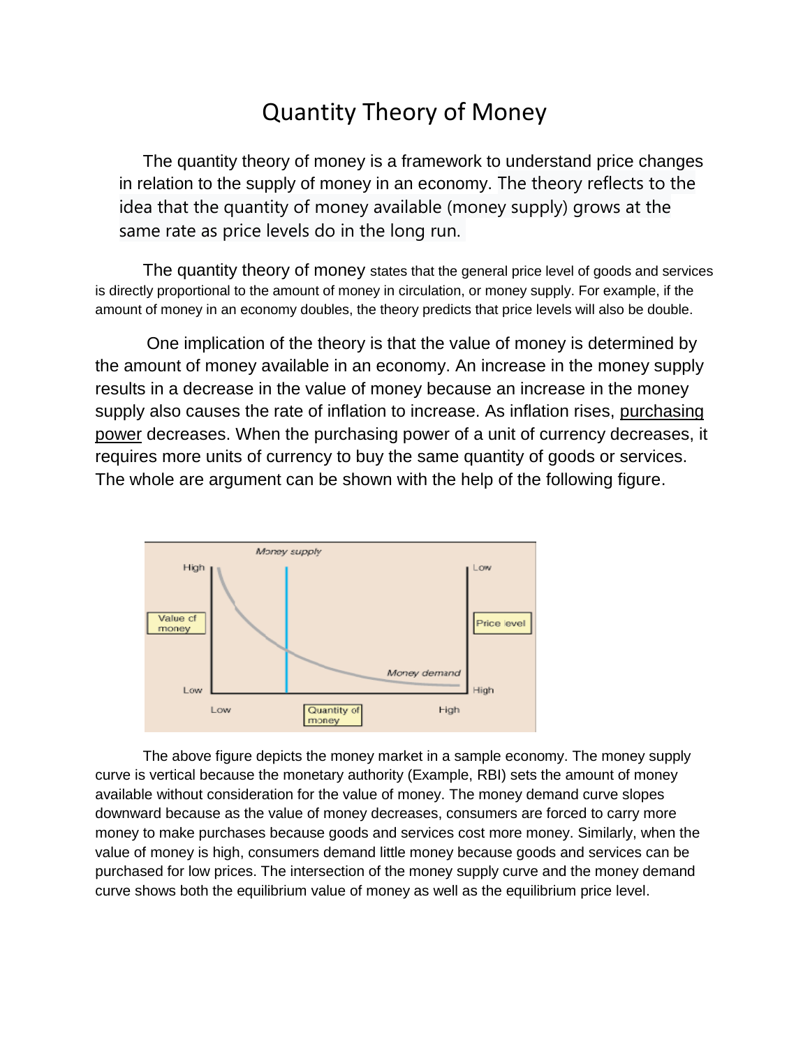# Quantity Theory of Money

The quantity theory of money is a framework to understand price changes in relation to the supply of money in an economy. The theory reflects to the idea that the quantity of money available (money supply) grows at the same rate as price levels do in the long run.

The quantity theory of money states that the general price level of goods and services is directly proportional to the amount of money in circulation, or money supply. For example, if the amount of money in an economy doubles, the theory predicts that price levels will also be double.

One implication of the theory is that the value of money is determined by the amount of money available in an economy. An increase in the money supply results in a decrease in the value of money because an increase in the money supply also causes the rate of inflation to increase. As inflation rises, purchasing power decreases. When the purchasing power of a unit of currency decreases, it requires more units of currency to buy the same quantity of goods or services. The whole are argument can be shown with the help of the following figure.

The above figure depicts the money market in a sample economy. The money supply curve is vertical because the monetary authority (Example, RBI) sets the amount of money available without consideration for the value of money. The money demand curve slopes downward because as the value of money decreases, consumers are forced to carry more money to make purchases because goods and services cost more money. Similarly, when the value of money is high, consumers demand little money because goods and services can be purchased for low prices. The intersection of the money supply curve and the money demand curve shows both the equilibrium value of money as well as the equilibrium price level.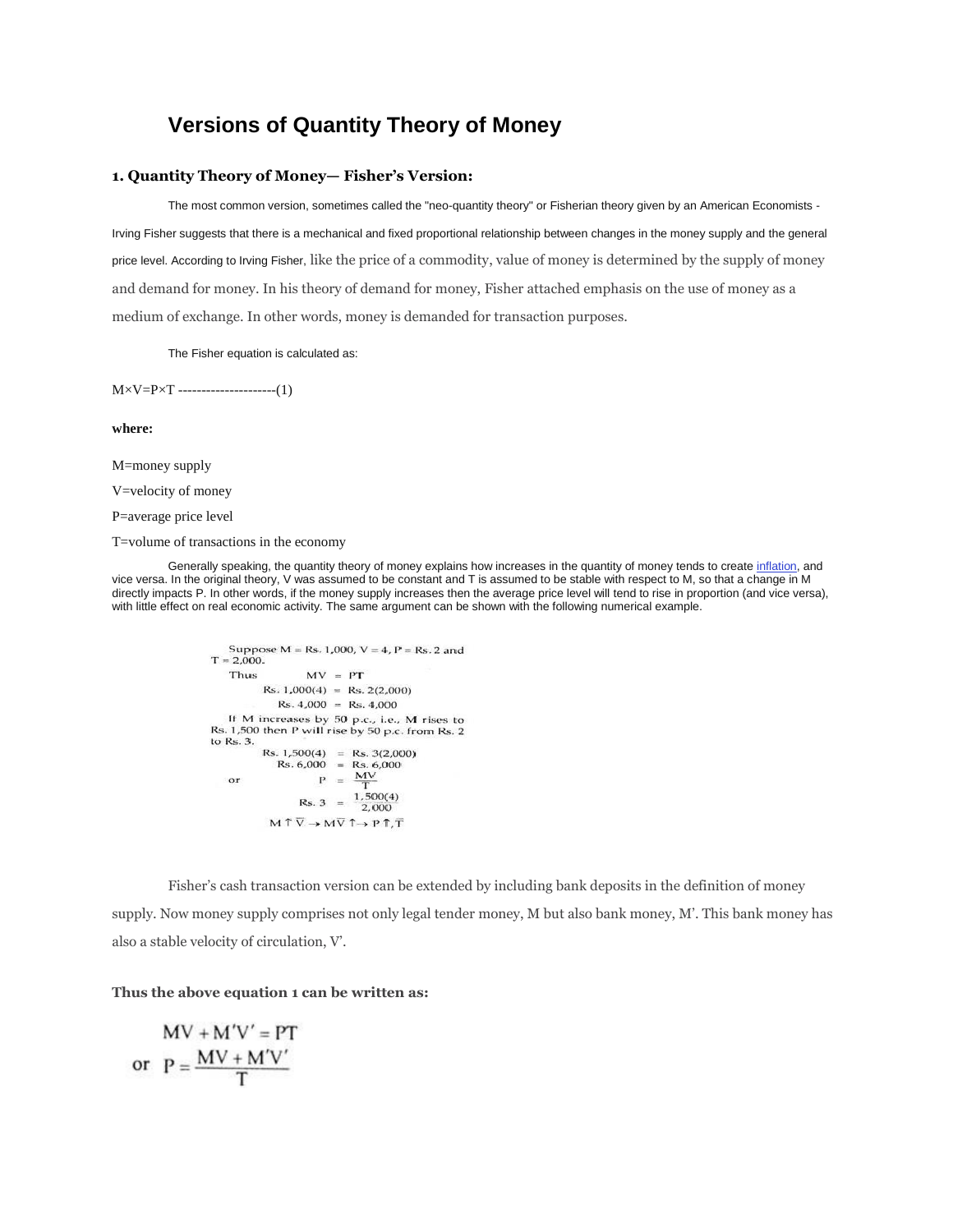# Versions of Quantity Theory of Money

### 1. Quantity Theory of Money— Fisher's Version:

The most common version, sometimes called the "neo-quantity theory" or Fisherian theory given by an American Economists - Irving Fisher suggests that there is a mechanical and fixed proportional relationship between changes in the money supply and the general price level. According to Irving Fisher, like the price of a commodity, value of money is determined by the supply of money and demand for money. In his theory of demand for money, Fisher attached emphasis on the use of money as a medium of exchange. In other words, money is demanded for transaction purposes.

The Fisher equation is calculated as:

$M \times V = P \times T$ ---------------------(1)

**where:**

M=money supply

V=velocity of money

P=average price level

T=volume of transactions in the economy

Generally speaking, the quantity theory of money explains how increases in the quantity of money tends to create inflation, and vice versa. In the original theory, V was assumed to be constant and T is assumed to be stable with respect to M, so that a change in M directly impacts P. In other words, if the money supply increases then the average price level will tend to rise in proportion (and vice versa), with little effect on real economic activity. The same argument can be shown with the following numerical example.

Suppose M = Rs. 1,000, V = 4, P = Rs. 2 and T = 2,000.

Thus

$$MV = PT$$

$$\text{Rs. } 1{,}000(4) = \text{Rs. } 2(2{,}000)$$

$$\text{Rs. } 4{,}000 = \text{Rs. } 4{,}000$$

If M increases by 50 p.c., i.e., M rises to Rs. 1,500 then P will rise by 50 p.c. from Rs. 2 to Rs. 3.

$$\text{Rs. } 1{,}500(4) = \text{Rs. } 3(2{,}000)$$

$$\text{Rs. } 6{,}000 = \text{Rs. } 6{,}000$$

or

$$P = \frac{MV}{T}$$

$$\text{Rs. } 3 = \frac{1{,}500(4)}{2{,}000}$$

$$M \uparrow \bar{V} \rightarrow M\bar{V} \uparrow \rightarrow P \uparrow, \bar{T}$$

Fisher's cash transaction version can be extended by including bank deposits in the definition of money supply. Now money supply comprises not only legal tender money, M but also bank money, M'. This bank money has also a stable velocity of circulation, V'.

**Thus the above equation 1 can be written as:**

$$MV + M'V' = PT$$

$$\text{or} \quad P = \frac{MV + M'V'}{T}$$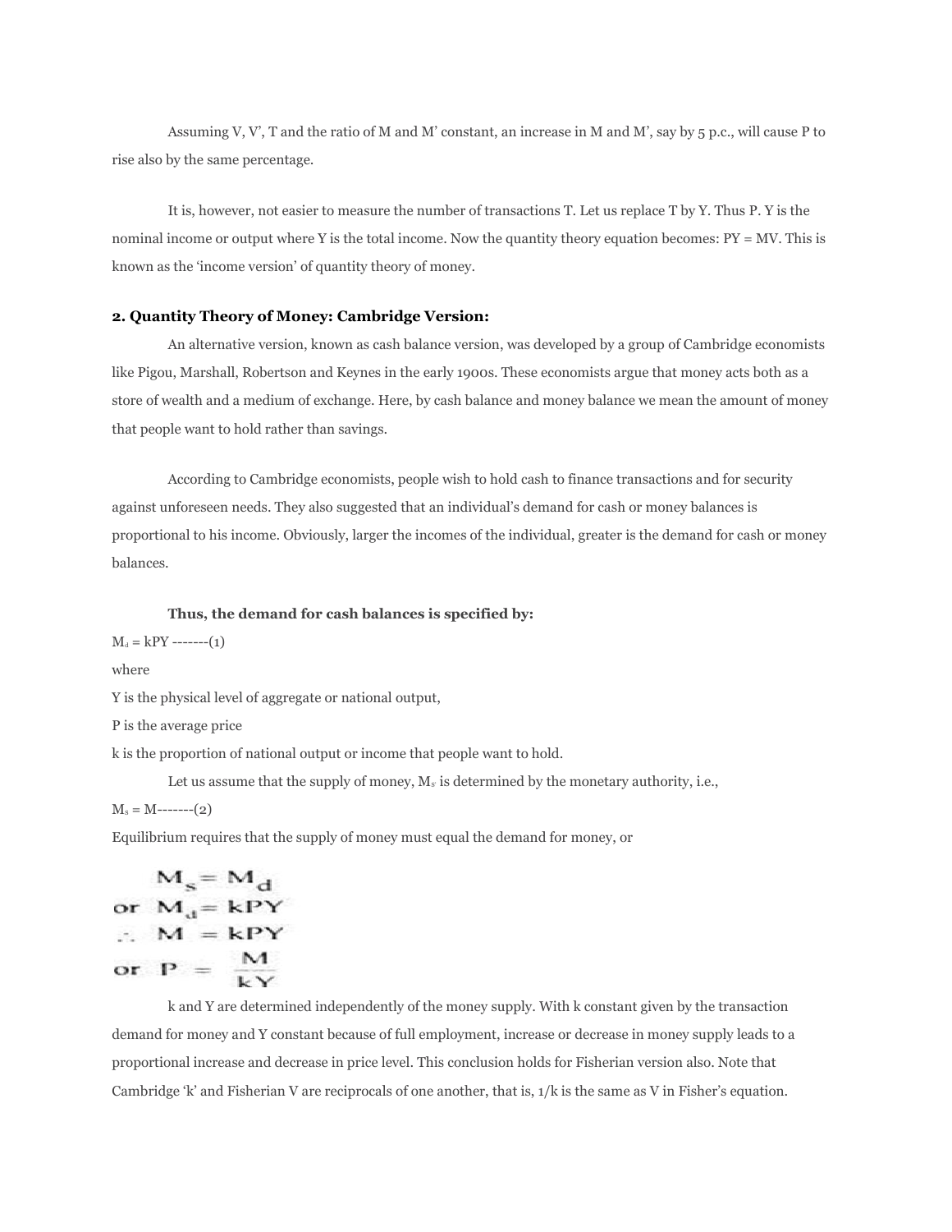Assuming V, V', T and the ratio of M and M' constant, an increase in M and M', say by 5 p.c., will cause P to rise also by the same percentage.

It is, however, not easier to measure the number of transactions T. Let us replace T by Y. Thus P. Y is the nominal income or output where Y is the total income. Now the quantity theory equation becomes: PY = MV. This is known as the 'income version' of quantity theory of money.

### 2. Quantity Theory of Money: Cambridge Version:

An alternative version, known as cash balance version, was developed by a group of Cambridge economists like Pigou, Marshall, Robertson and Keynes in the early 1900s. These economists argue that money acts both as a store of wealth and a medium of exchange. Here, by cash balance and money balance we mean the amount of money that people want to hold rather than savings.

According to Cambridge economists, people wish to hold cash to finance transactions and for security against unforeseen needs. They also suggested that an individual's demand for cash or money balances is proportional to his income. Obviously, larger the incomes of the individual, greater is the demand for cash or money balances.

**Thus, the demand for cash balances is specified by:**

$M_d = kPY$ -------(1)

where

Y is the physical level of aggregate or national output,

P is the average price

k is the proportion of national output or income that people want to hold.

Let us assume that the supply of money, $M_s$ is determined by the monetary authority, i.e.,

$M_s = M$-------(2)

Equilibrium requires that the supply of money must equal the demand for money, or

$$M_s = M_d$$
$$\text{or } M_d = kPY$$
$$\therefore M = kPY$$
$$\text{or } P = \frac{M}{kY}$$

k and Y are determined independently of the money supply. With k constant given by the transaction demand for money and Y constant because of full employment, increase or decrease in money supply leads to a proportional increase and decrease in price level. This conclusion holds for Fisherian version also. Note that Cambridge 'k' and Fisherian V are reciprocals of one another, that is, 1/k is the same as V in Fisher's equation.